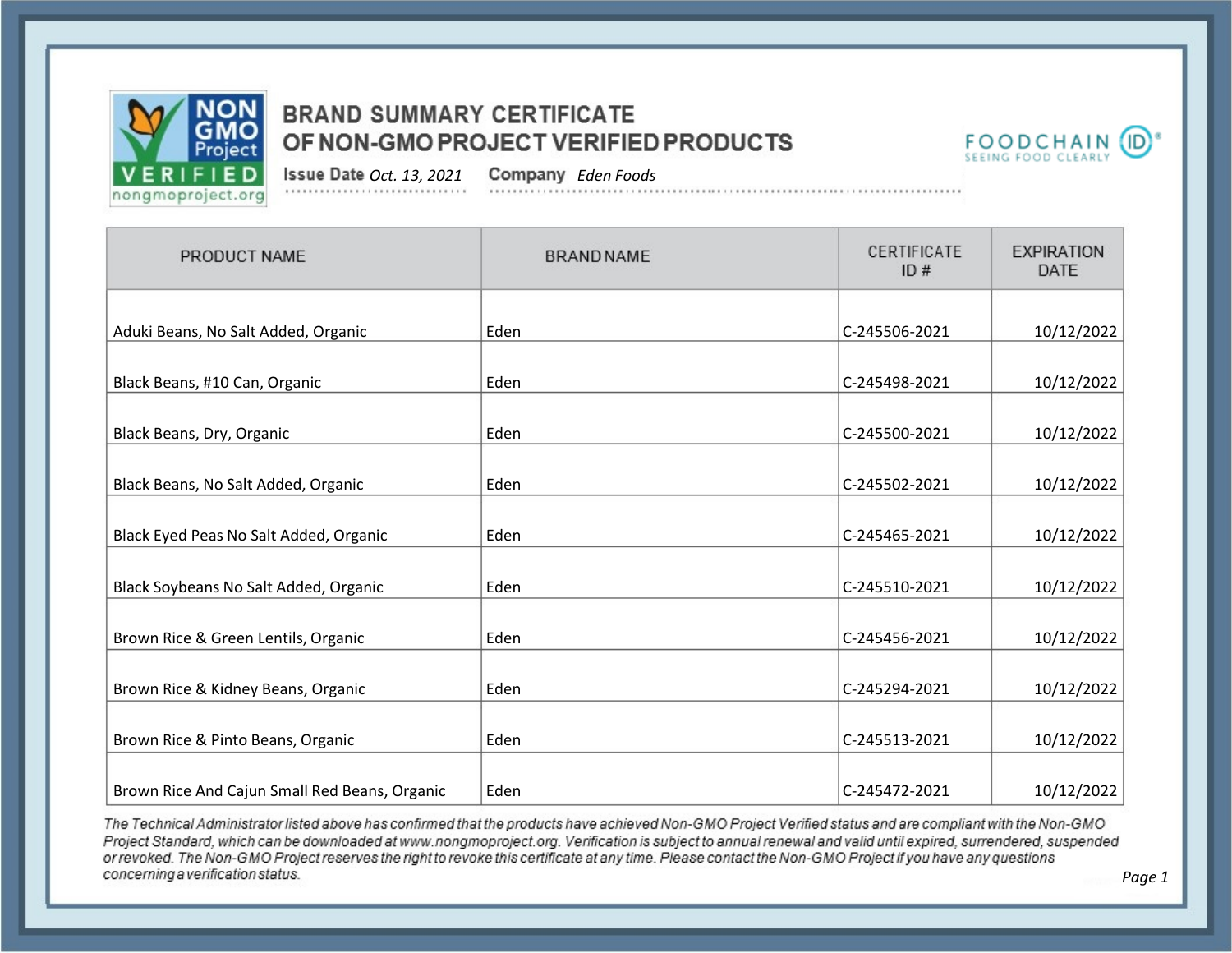# BRAND SUMMARY CERTIFICATE OF NON-GMO PROJECT VERIFIED PRODUCTS

**Issue Date** *Oct. 13, 2021* **Company** *Eden Foods*

| PRODUCT NAME | BRAND NAME | CERTIFICATE ID # | EXPIRATION DATE |
|---|---|---|---|
| Aduki Beans, No Salt Added, Organic | Eden | C-245506-2021 | 10/12/2022 |
| Black Beans, #10 Can, Organic | Eden | C-245498-2021 | 10/12/2022 |
| Black Beans, Dry, Organic | Eden | C-245500-2021 | 10/12/2022 |
| Black Beans, No Salt Added, Organic | Eden | C-245502-2021 | 10/12/2022 |
| Black Eyed Peas No Salt Added, Organic | Eden | C-245465-2021 | 10/12/2022 |
| Black Soybeans No Salt Added, Organic | Eden | C-245510-2021 | 10/12/2022 |
| Brown Rice & Green Lentils, Organic | Eden | C-245456-2021 | 10/12/2022 |
| Brown Rice & Kidney Beans, Organic | Eden | C-245294-2021 | 10/12/2022 |
| Brown Rice & Pinto Beans, Organic | Eden | C-245513-2021 | 10/12/2022 |
| Brown Rice And Cajun Small Red Beans, Organic | Eden | C-245472-2021 | 10/12/2022 |

*The Technical Administrator listed above has confirmed that the products have achieved Non-GMO Project Verified status and are compliant with the Non-GMO Project Standard, which can be downloaded at www.nongmoproject.org. Verification is subject to annual renewal and valid until expired, surrendered, suspended or revoked. The Non-GMO Project reserves the right to revoke this certificate at any time. Please contact the Non-GMO Project if you have any questions concerning a verification status.*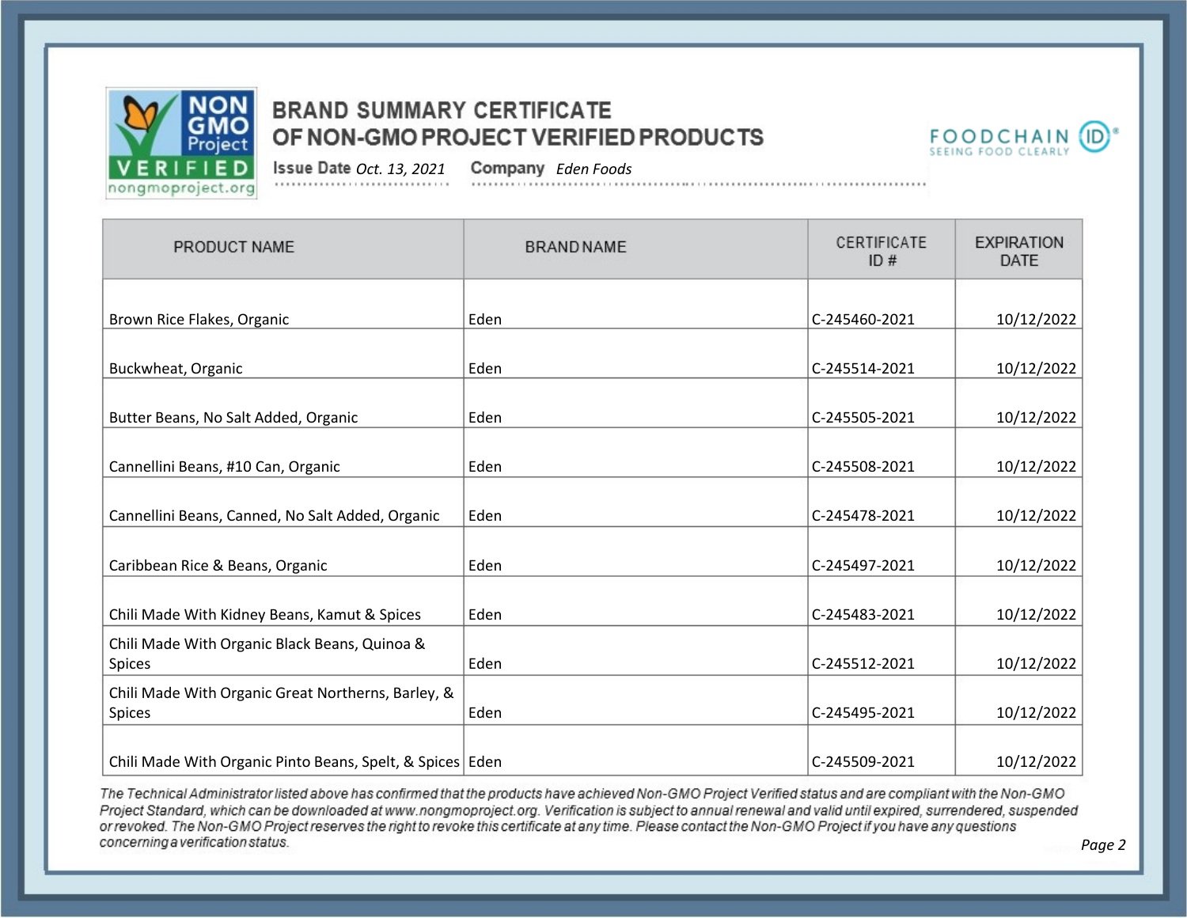# BRAND SUMMARY CERTIFICATE OF NON-GMO PROJECT VERIFIED PRODUCTS

**Issue Date** *Oct. 13, 2021* **Company** *Eden Foods*

| PRODUCT NAME | BRAND NAME | CERTIFICATE ID # | EXPIRATION DATE |
|---|---|---|---|
| Brown Rice Flakes, Organic | Eden | C-245460-2021 | 10/12/2022 |
| Buckwheat, Organic | Eden | C-245514-2021 | 10/12/2022 |
| Butter Beans, No Salt Added, Organic | Eden | C-245505-2021 | 10/12/2022 |
| Cannellini Beans, #10 Can, Organic | Eden | C-245508-2021 | 10/12/2022 |
| Cannellini Beans, Canned, No Salt Added, Organic | Eden | C-245478-2021 | 10/12/2022 |
| Caribbean Rice & Beans, Organic | Eden | C-245497-2021 | 10/12/2022 |
| Chili Made With Kidney Beans, Kamut & Spices | Eden | C-245483-2021 | 10/12/2022 |
| Chili Made With Organic Black Beans, Quinoa & Spices | Eden | C-245512-2021 | 10/12/2022 |
| Chili Made With Organic Great Northerns, Barley, & Spices | Eden | C-245495-2021 | 10/12/2022 |
| Chili Made With Organic Pinto Beans, Spelt, & Spices | Eden | C-245509-2021 | 10/12/2022 |

*The Technical Administrator listed above has confirmed that the products have achieved Non-GMO Project Verified status and are compliant with the Non-GMO Project Standard, which can be downloaded at www.nongmoproject.org. Verification is subject to annual renewal and valid until expired, surrendered, suspended or revoked. The Non-GMO Project reserves the right to revoke this certificate at any time. Please contact the Non-GMO Project if you have any questions concerning a verification status.*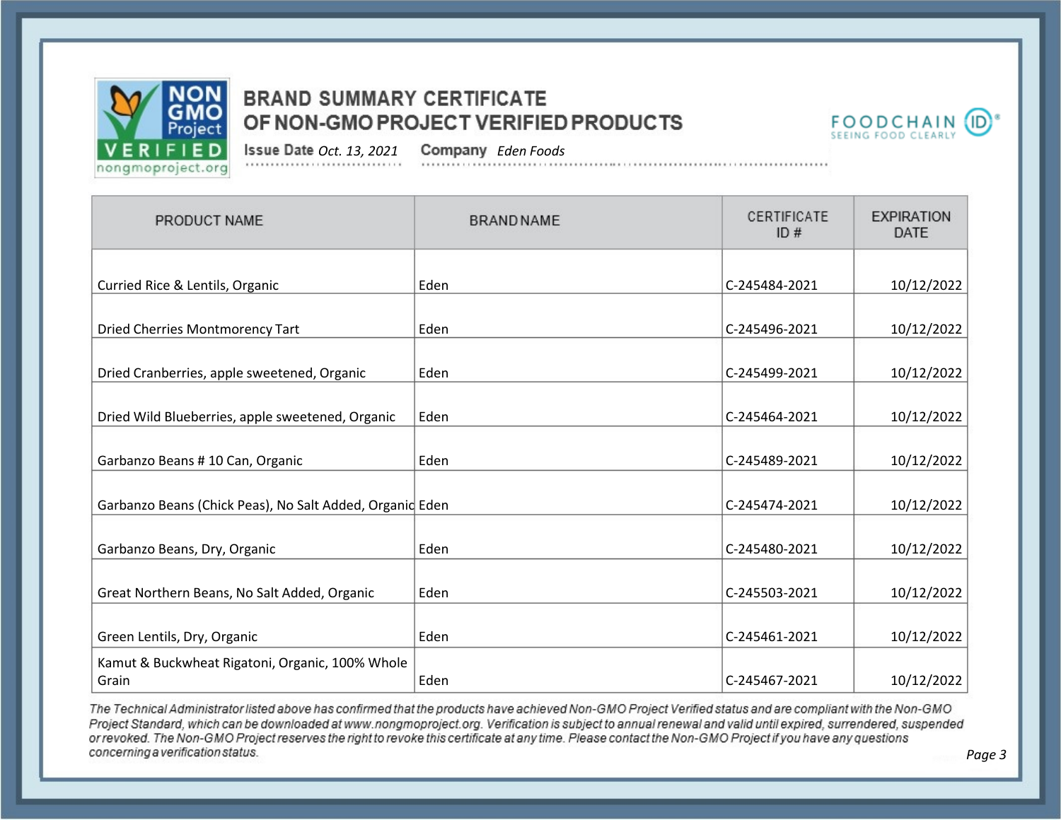# BRAND SUMMARY CERTIFICATE OF NON-GMO PROJECT VERIFIED PRODUCTS

**Issue Date** *Oct. 13, 2021* **Company** *Eden Foods*

| PRODUCT NAME | BRAND NAME | CERTIFICATE ID # | EXPIRATION DATE |
|---|---|---|---|
| Curried Rice & Lentils, Organic | Eden | C-245484-2021 | 10/12/2022 |
| Dried Cherries Montmorency Tart | Eden | C-245496-2021 | 10/12/2022 |
| Dried Cranberries, apple sweetened, Organic | Eden | C-245499-2021 | 10/12/2022 |
| Dried Wild Blueberries, apple sweetened, Organic | Eden | C-245464-2021 | 10/12/2022 |
| Garbanzo Beans # 10 Can, Organic | Eden | C-245489-2021 | 10/12/2022 |
| Garbanzo Beans (Chick Peas), No Salt Added, Organic | Eden | C-245474-2021 | 10/12/2022 |
| Garbanzo Beans, Dry, Organic | Eden | C-245480-2021 | 10/12/2022 |
| Great Northern Beans, No Salt Added, Organic | Eden | C-245503-2021 | 10/12/2022 |
| Green Lentils, Dry, Organic | Eden | C-245461-2021 | 10/12/2022 |
| Kamut & Buckwheat Rigatoni, Organic, 100% Whole Grain | Eden | C-245467-2021 | 10/12/2022 |

*The Technical Administrator listed above has confirmed that the products have achieved Non-GMO Project Verified status and are compliant with the Non-GMO Project Standard, which can be downloaded at www.nongmoproject.org. Verification is subject to annual renewal and valid until expired, surrendered, suspended or revoked. The Non-GMO Project reserves the right to revoke this certificate at any time. Please contact the Non-GMO Project if you have any questions concerning a verification status.*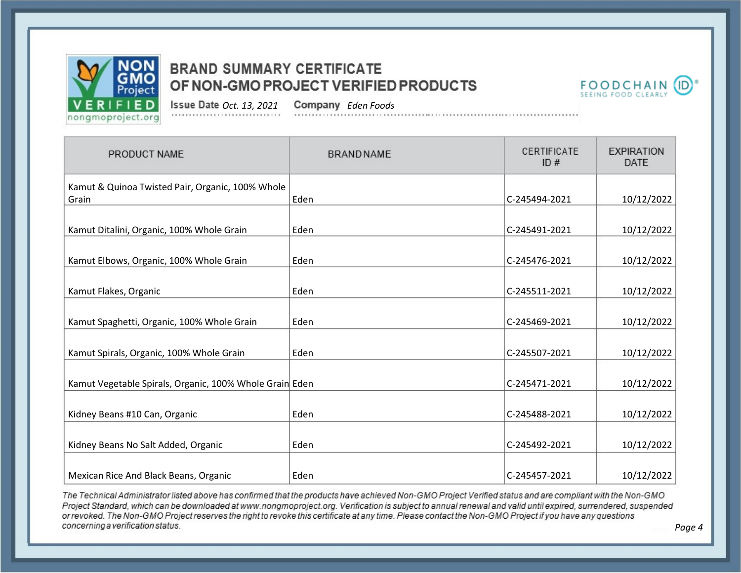# BRAND SUMMARY CERTIFICATE OF NON-GMO PROJECT VERIFIED PRODUCTS

**Issue Date** *Oct. 13, 2021* **Company** *Eden Foods*

| PRODUCT NAME | BRAND NAME | CERTIFICATE ID # | EXPIRATION DATE |
|---|---|---|---|
| Kamut & Quinoa Twisted Pair, Organic, 100% Whole Grain | Eden | C-245494-2021 | 10/12/2022 |
| Kamut Ditalini, Organic, 100% Whole Grain | Eden | C-245491-2021 | 10/12/2022 |
| Kamut Elbows, Organic, 100% Whole Grain | Eden | C-245476-2021 | 10/12/2022 |
| Kamut Flakes, Organic | Eden | C-245511-2021 | 10/12/2022 |
| Kamut Spaghetti, Organic, 100% Whole Grain | Eden | C-245469-2021 | 10/12/2022 |
| Kamut Spirals, Organic, 100% Whole Grain | Eden | C-245507-2021 | 10/12/2022 |
| Kamut Vegetable Spirals, Organic, 100% Whole Grain | Eden | C-245471-2021 | 10/12/2022 |
| Kidney Beans #10 Can, Organic | Eden | C-245488-2021 | 10/12/2022 |
| Kidney Beans No Salt Added, Organic | Eden | C-245492-2021 | 10/12/2022 |
| Mexican Rice And Black Beans, Organic | Eden | C-245457-2021 | 10/12/2022 |

*The Technical Administrator listed above has confirmed that the products have achieved Non-GMO Project Verified status and are compliant with the Non-GMO Project Standard, which can be downloaded at www.nongmoproject.org. Verification is subject to annual renewal and valid until expired, surrendered, suspended or revoked. The Non-GMO Project reserves the right to revoke this certificate at any time. Please contact the Non-GMO Project if you have any questions concerning a verification status.*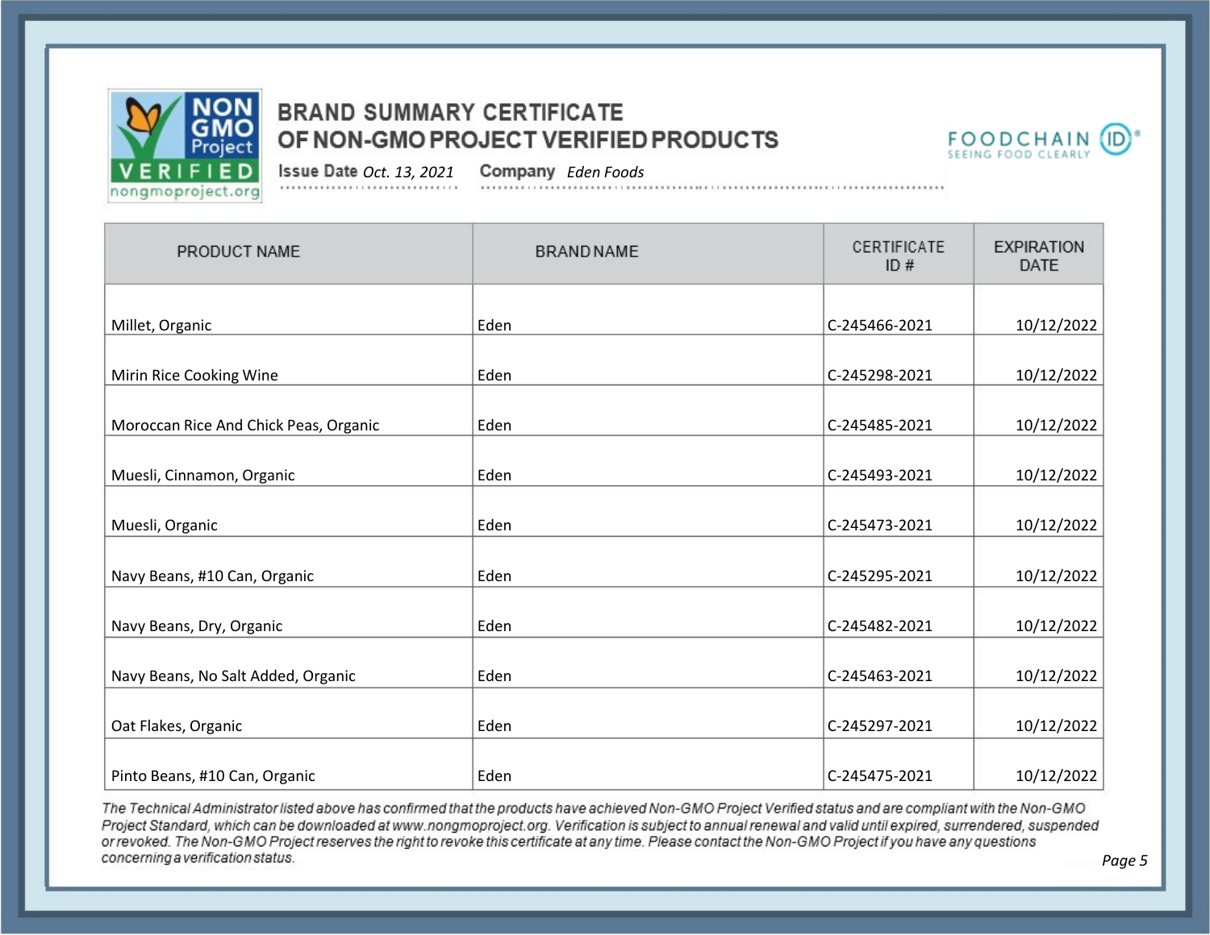# BRAND SUMMARY CERTIFICATE OF NON-GMO PROJECT VERIFIED PRODUCTS

**Issue Date** *Oct. 13, 2021* **Company** *Eden Foods*

| PRODUCT NAME | BRAND NAME | CERTIFICATE ID # | EXPIRATION DATE |
|---|---|---|---|
| Millet, Organic | Eden | C-245466-2021 | 10/12/2022 |
| Mirin Rice Cooking Wine | Eden | C-245298-2021 | 10/12/2022 |
| Moroccan Rice And Chick Peas, Organic | Eden | C-245485-2021 | 10/12/2022 |
| Muesli, Cinnamon, Organic | Eden | C-245493-2021 | 10/12/2022 |
| Muesli, Organic | Eden | C-245473-2021 | 10/12/2022 |
| Navy Beans, #10 Can, Organic | Eden | C-245295-2021 | 10/12/2022 |
| Navy Beans, Dry, Organic | Eden | C-245482-2021 | 10/12/2022 |
| Navy Beans, No Salt Added, Organic | Eden | C-245463-2021 | 10/12/2022 |
| Oat Flakes, Organic | Eden | C-245297-2021 | 10/12/2022 |
| Pinto Beans, #10 Can, Organic | Eden | C-245475-2021 | 10/12/2022 |

*The Technical Administrator listed above has confirmed that the products have achieved Non-GMO Project Verified status and are compliant with the Non-GMO Project Standard, which can be downloaded at www.nongmoproject.org. Verification is subject to annual renewal and valid until expired, surrendered, suspended or revoked. The Non-GMO Project reserves the right to revoke this certificate at any time. Please contact the Non-GMO Project if you have any questions concerning a verification status.*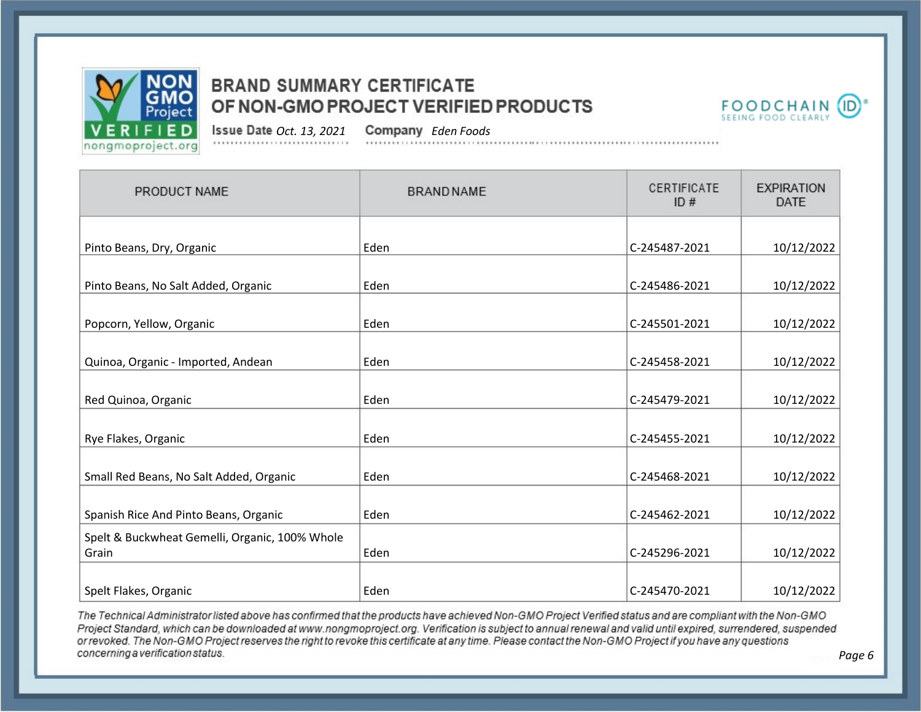# BRAND SUMMARY CERTIFICATE OF NON-GMO PROJECT VERIFIED PRODUCTS

**Issue Date** *Oct. 13, 2021* **Company** *Eden Foods*

| PRODUCT NAME | BRAND NAME | CERTIFICATE ID # | EXPIRATION DATE |
|---|---|---|---|
| Pinto Beans, Dry, Organic | Eden | C-245487-2021 | 10/12/2022 |
| Pinto Beans, No Salt Added, Organic | Eden | C-245486-2021 | 10/12/2022 |
| Popcorn, Yellow, Organic | Eden | C-245501-2021 | 10/12/2022 |
| Quinoa, Organic - Imported, Andean | Eden | C-245458-2021 | 10/12/2022 |
| Red Quinoa, Organic | Eden | C-245479-2021 | 10/12/2022 |
| Rye Flakes, Organic | Eden | C-245455-2021 | 10/12/2022 |
| Small Red Beans, No Salt Added, Organic | Eden | C-245468-2021 | 10/12/2022 |
| Spanish Rice And Pinto Beans, Organic | Eden | C-245462-2021 | 10/12/2022 |
| Spelt & Buckwheat Gemelli, Organic, 100% Whole Grain | Eden | C-245296-2021 | 10/12/2022 |
| Spelt Flakes, Organic | Eden | C-245470-2021 | 10/12/2022 |

*The Technical Administrator listed above has confirmed that the products have achieved Non-GMO Project Verified status and are compliant with the Non-GMO Project Standard, which can be downloaded at www.nongmoproject.org. Verification is subject to annual renewal and valid until expired, surrendered, suspended or revoked. The Non-GMO Project reserves the right to revoke this certificate at any time. Please contact the Non-GMO Project if you have any questions concerning a verification status.*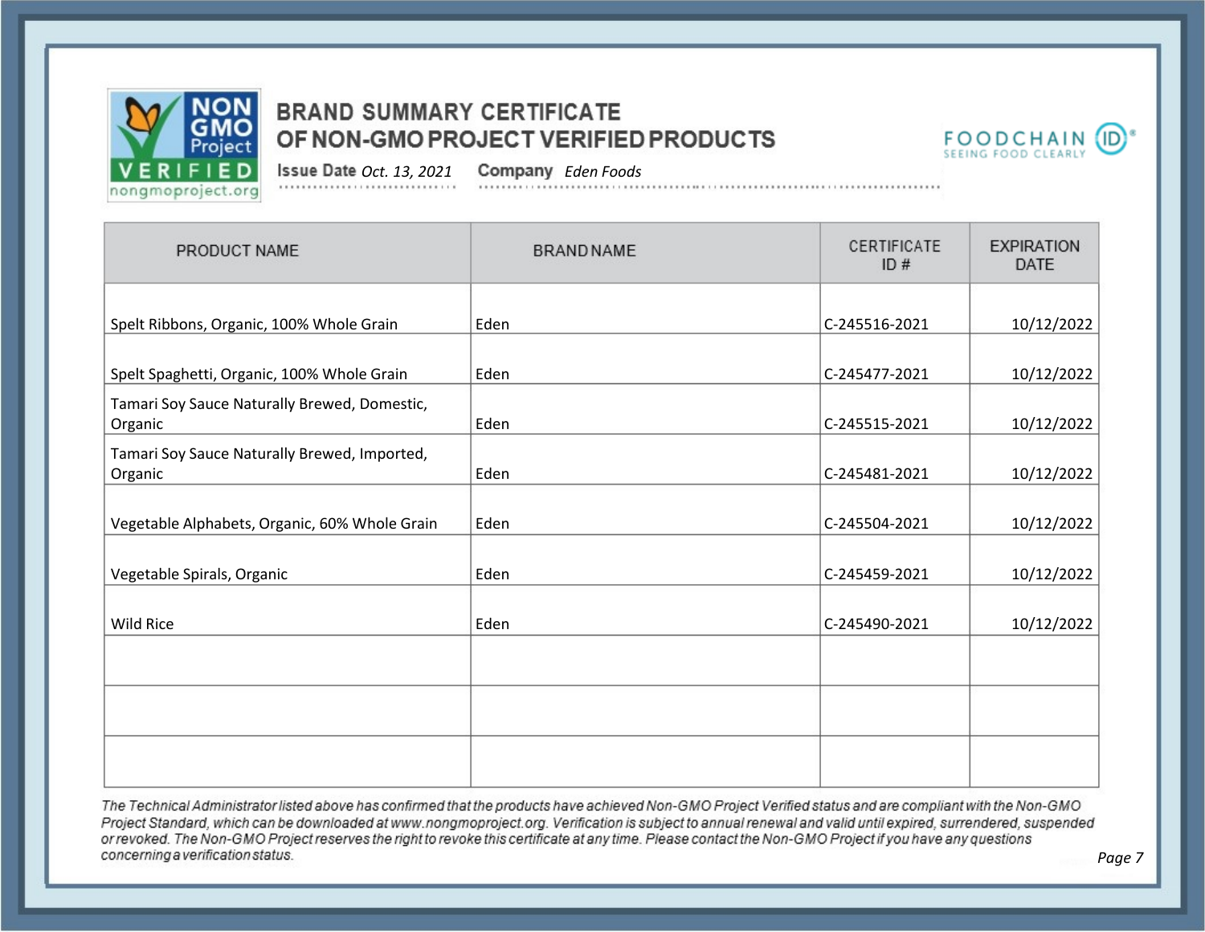# BRAND SUMMARY CERTIFICATE OF NON-GMO PROJECT VERIFIED PRODUCTS

**Issue Date** *Oct. 13, 2021* **Company** *Eden Foods*

| PRODUCT NAME | BRAND NAME | CERTIFICATE ID # | EXPIRATION DATE |
|---|---|---|---|
| Spelt Ribbons, Organic, 100% Whole Grain | Eden | C-245516-2021 | 10/12/2022 |
| Spelt Spaghetti, Organic, 100% Whole Grain | Eden | C-245477-2021 | 10/12/2022 |
| Tamari Soy Sauce Naturally Brewed, Domestic, Organic | Eden | C-245515-2021 | 10/12/2022 |
| Tamari Soy Sauce Naturally Brewed, Imported, Organic | Eden | C-245481-2021 | 10/12/2022 |
| Vegetable Alphabets, Organic, 60% Whole Grain | Eden | C-245504-2021 | 10/12/2022 |
| Vegetable Spirals, Organic | Eden | C-245459-2021 | 10/12/2022 |
| Wild Rice | Eden | C-245490-2021 | 10/12/2022 |
| | | | |
| | | | |
| | | | |

*The Technical Administrator listed above has confirmed that the products have achieved Non-GMO Project Verified status and are compliant with the Non-GMO Project Standard, which can be downloaded at www.nongmoproject.org. Verification is subject to annual renewal and valid until expired, surrendered, suspended or revoked. The Non-GMO Project reserves the right to revoke this certificate at any time. Please contact the Non-GMO Project if you have any questions concerning a verification status.*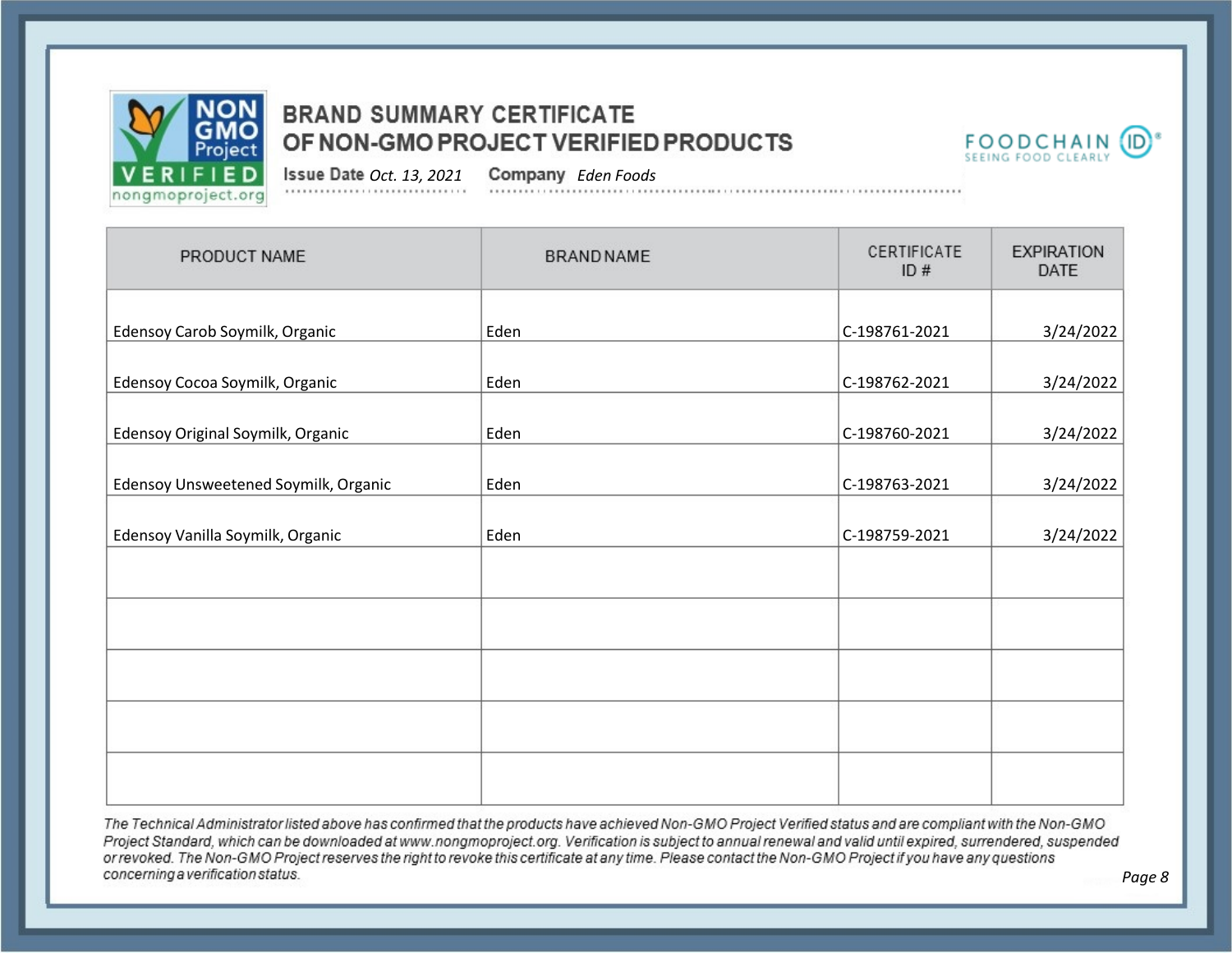# BRAND SUMMARY CERTIFICATE OF NON-GMO PROJECT VERIFIED PRODUCTS

**Issue Date** *Oct. 13, 2021* **Company** *Eden Foods*

| PRODUCT NAME | BRAND NAME | CERTIFICATE ID # | EXPIRATION DATE |
|---|---|---|---|
| Edensoy Carob Soymilk, Organic | Eden | C-198761-2021 | 3/24/2022 |
| Edensoy Cocoa Soymilk, Organic | Eden | C-198762-2021 | 3/24/2022 |
| Edensoy Original Soymilk, Organic | Eden | C-198760-2021 | 3/24/2022 |
| Edensoy Unsweetened Soymilk, Organic | Eden | C-198763-2021 | 3/24/2022 |
| Edensoy Vanilla Soymilk, Organic | Eden | C-198759-2021 | 3/24/2022 |
| | | | |
| | | | |
| | | | |
| | | | |
| | | | |

*The Technical Administrator listed above has confirmed that the products have achieved Non-GMO Project Verified status and are compliant with the Non-GMO Project Standard, which can be downloaded at www.nongmoproject.org. Verification is subject to annual renewal and valid until expired, surrendered, suspended or revoked. The Non-GMO Project reserves the right to revoke this certificate at any time. Please contact the Non-GMO Project if you have any questions concerning a verification status.*